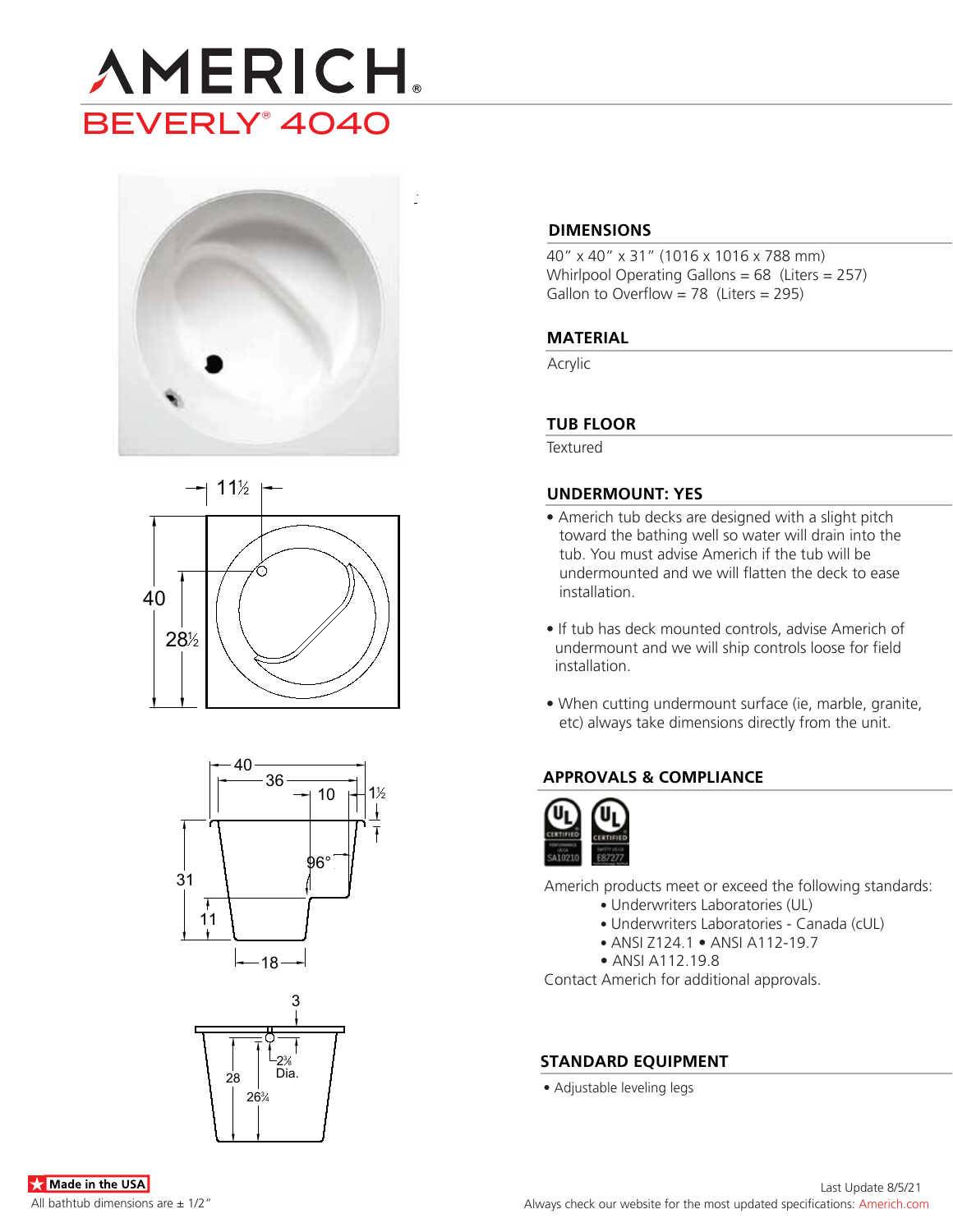# AMERICH®

## BEVERLY® 4040

11½

40

28½

40

36

10

1½

96°

31

11

18

3

2⅜ Dia.

28

26¼

### DIMENSIONS

40" x 40" x 31" (1016 x 1016 x 788 mm)
Whirlpool Operating Gallons = 68 (Liters = 257)
Gallon to Overflow = 78 (Liters = 295)

### MATERIAL

Acrylic

### TUB FLOOR

Textured

### UNDERMOUNT: YES

- Americh tub decks are designed with a slight pitch toward the bathing well so water will drain into the tub. You must advise Americh if the tub will be undermounted and we will flatten the deck to ease installation.
- If tub has deck mounted controls, advise Americh of undermount and we will ship controls loose for field installation.
- When cutting undermount surface (ie, marble, granite, etc) always take dimensions directly from the unit.

### APPROVALS & COMPLIANCE

UL CERTIFIED SA10210

UL CERTIFIED E87277

Americh products meet or exceed the following standards:

- Underwriters Laboratories (UL)
- Underwriters Laboratories - Canada (cUL)
- ANSI Z124.1 • ANSI A112-19.7
- ANSI A112.19.8

Contact Americh for additional approvals.

### STANDARD EQUIPMENT

- Adjustable leveling legs

Made in the USA

All bathtub dimensions are ± 1/2"

Last Update 8/5/21

Always check our website for the most updated specifications: Americh.com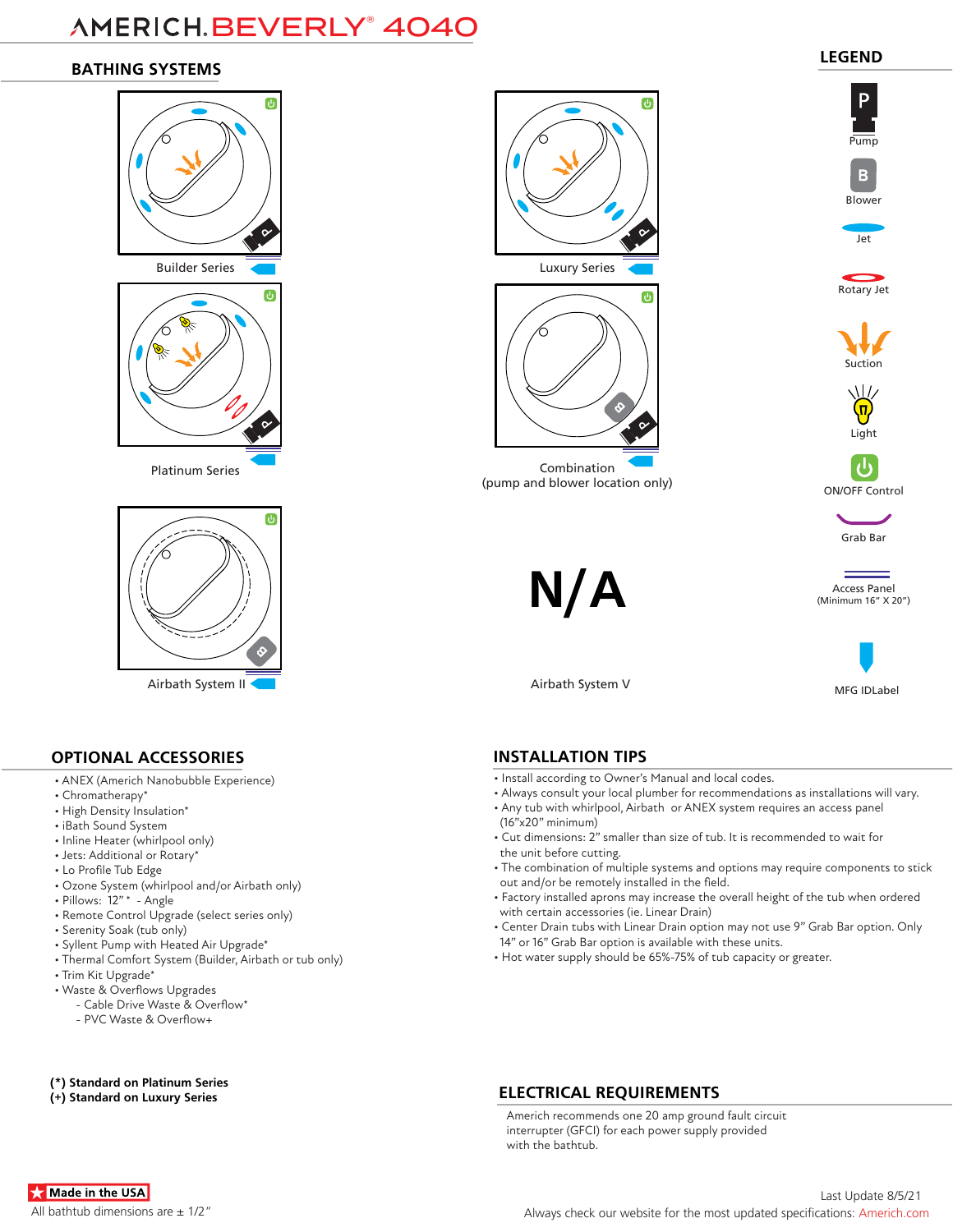# AMERICH.BEVERLY® 4040

## BATHING SYSTEMS

Builder Series

Luxury Series

Platinum Series

Combination
(pump and blower location only)

Airbath System II

N/A

Airbath System V

## LEGEND

Pump

Blower

Jet

Rotary Jet

Suction

Light

ON/OFF Control

Grab Bar

Access Panel
(Minimum 16" X 20")

MFG IDLabel

## OPTIONAL ACCESSORIES

- ANEX (Americh Nanobubble Experience)
- Chromatherapy*
- High Density Insulation*
- iBath Sound System
- Inline Heater (whirlpool only)
- Jets: Additional or Rotary*
- Lo Profile Tub Edge
- Ozone System (whirlpool and/or Airbath only)
- Pillows: 12" * - Angle
- Remote Control Upgrade (select series only)
- Serenity Soak (tub only)
- Syllent Pump with Heated Air Upgrade*
- Thermal Comfort System (Builder, Airbath or tub only)
- Trim Kit Upgrade*
- Waste & Overflows Upgrades
  - Cable Drive Waste & Overflow*
  - PVC Waste & Overflow+

**(*) Standard on Platinum Series**
**(+) Standard on Luxury Series**

## INSTALLATION TIPS

- Install according to Owner's Manual and local codes.
- Always consult your local plumber for recommendations as installations will vary.
- Any tub with whirlpool, Airbath or ANEX system requires an access panel (16"x20" minimum)
- Cut dimensions: 2" smaller than size of tub. It is recommended to wait for the unit before cutting.
- The combination of multiple systems and options may require components to stick out and/or be remotely installed in the field.
- Factory installed aprons may increase the overall height of the tub when ordered with certain accessories (ie. Linear Drain)
- Center Drain tubs with Linear Drain option may not use 9" Grab Bar option. Only 14" or 16" Grab Bar option is available with these units.
- Hot water supply should be 65%-75% of tub capacity or greater.

## ELECTRICAL REQUIREMENTS

Americh recommends one 20 amp ground fault circuit interrupter (GFCI) for each power supply provided with the bathtub.

Made in the USA

All bathtub dimensions are ± 1/2"

Last Update 8/5/21

Always check our website for the most updated specifications: Americh.com